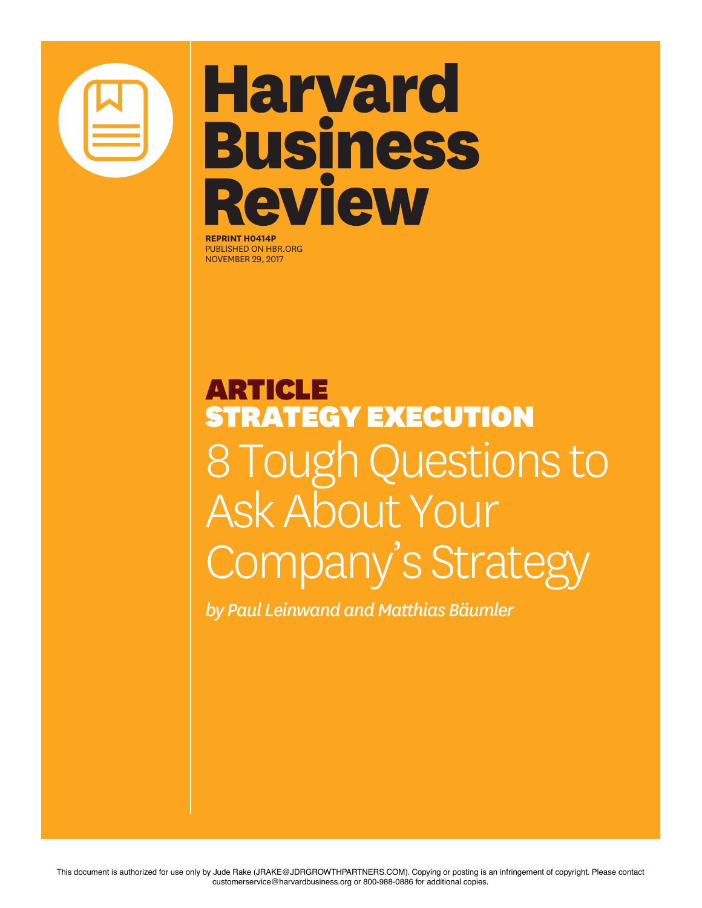# Harvard Business Review

**REPRINT H0414P**
PUBLISHED ON HBR.ORG
NOVEMBER 29, 2017

**ARTICLE**
**STRATEGY EXECUTION**

# 8 Tough Questions to Ask About Your Company's Strategy

*by Paul Leinwand and Matthias Bäumler*

This document is authorized for use only by Jude Rake (JRAKE@JDRGROWTHPARTNERS.COM). Copying or posting is an infringement of copyright. Please contact customerservice@harvardbusiness.org or 800-988-0886 for additional copies.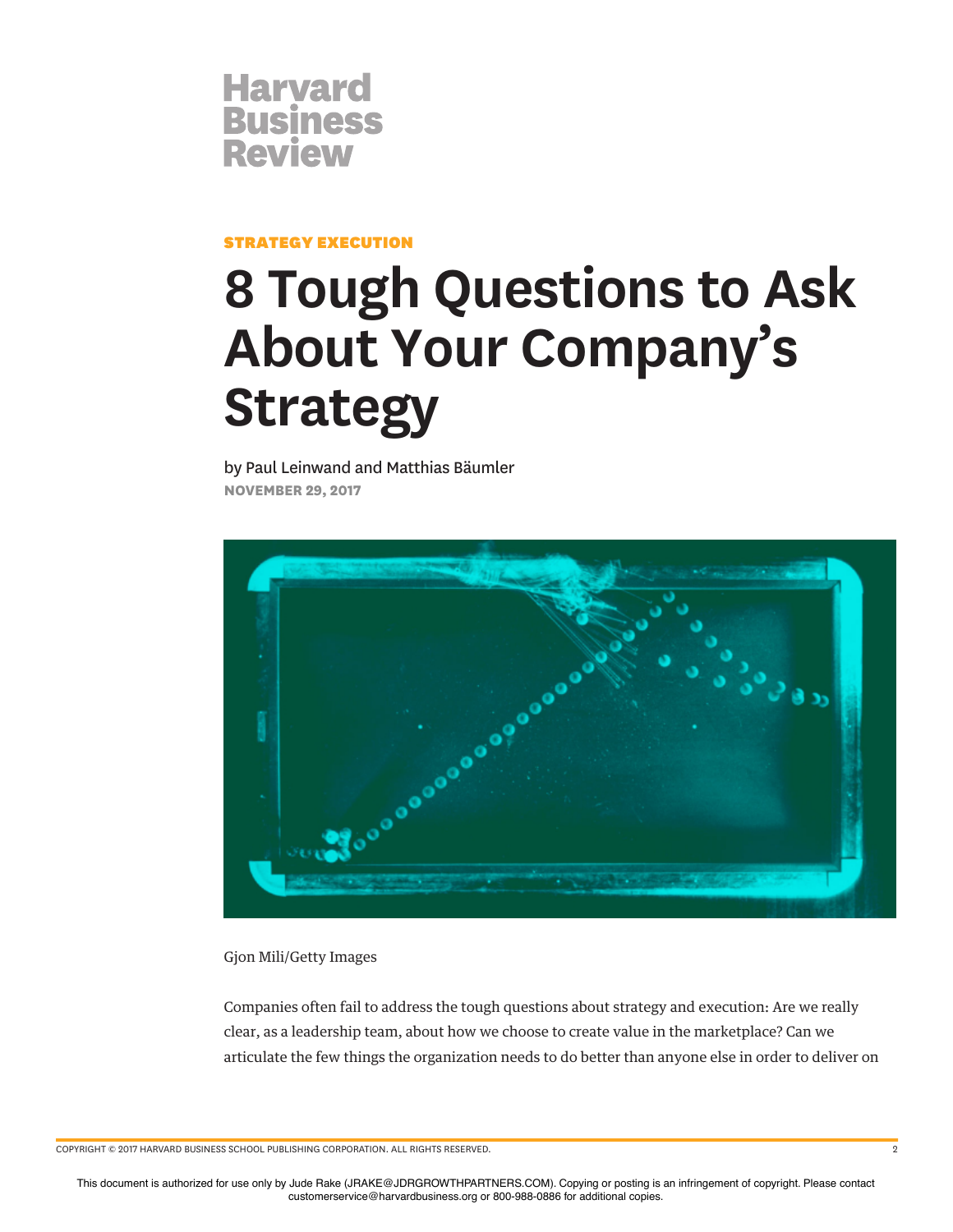Harvard Business Review

STRATEGY EXECUTION

# 8 Tough Questions to Ask About Your Company's Strategy

by Paul Leinwand and Matthias Bäumler

NOVEMBER 29, 2017

Gjon Mili/Getty Images

Companies often fail to address the tough questions about strategy and execution: Are we really clear, as a leadership team, about how we choose to create value in the marketplace? Can we articulate the few things the organization needs to do better than anyone else in order to deliver on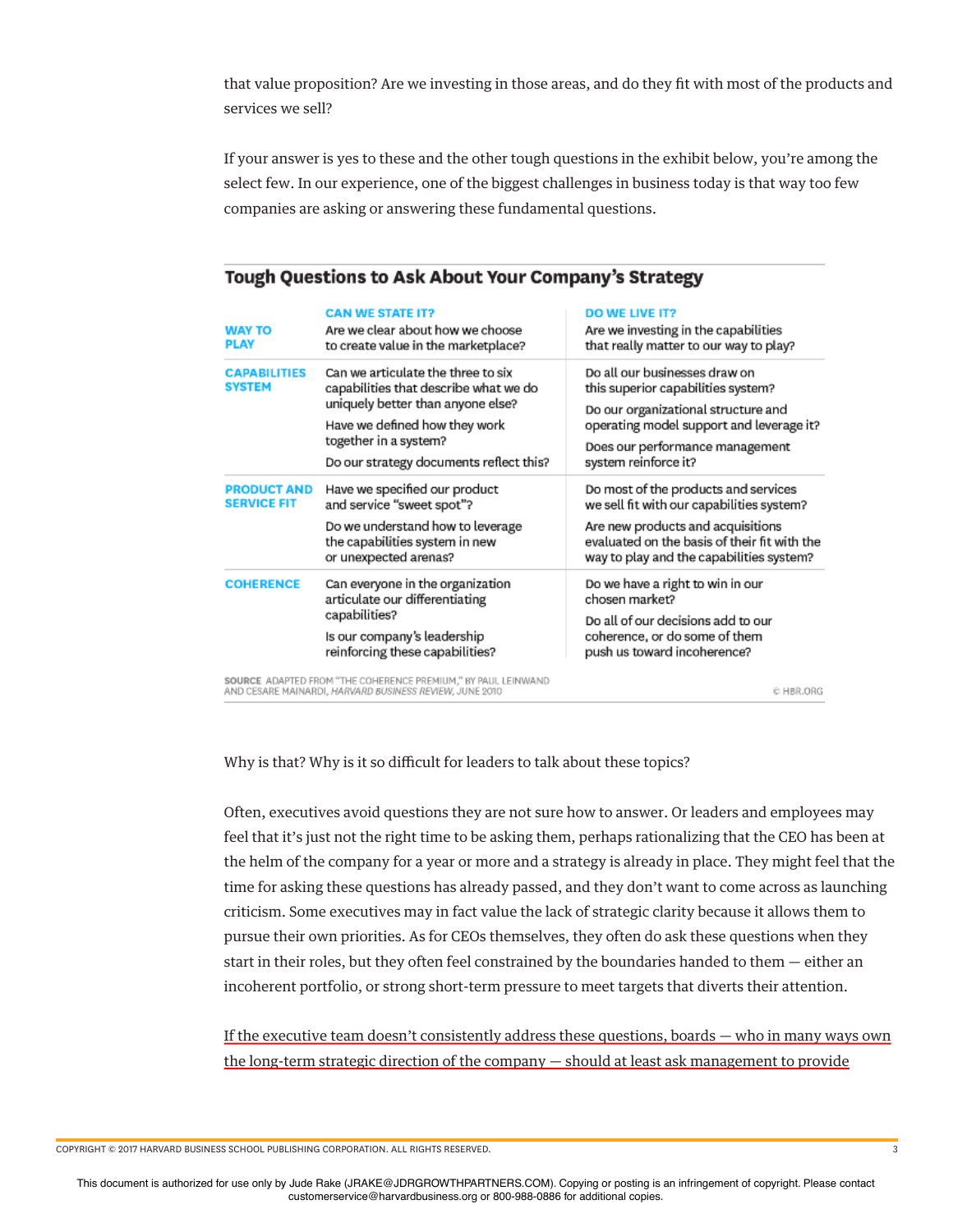that value proposition? Are we investing in those areas, and do they fit with most of the products and services we sell?

If your answer is yes to these and the other tough questions in the exhibit below, you're among the select few. In our experience, one of the biggest challenges in business today is that way too few companies are asking or answering these fundamental questions.

**Tough Questions to Ask About Your Company's Strategy**

| | CAN WE STATE IT? | DO WE LIVE IT? |
|---|---|---|
| **WAY TO PLAY** | Are we clear about how we choose to create value in the marketplace? | Are we investing in the capabilities that really matter to our way to play? |
| **CAPABILITIES SYSTEM** | Can we articulate the three to six capabilities that describe what we do uniquely better than anyone else? Have we defined how they work together in a system? Do our strategy documents reflect this? | Do all our businesses draw on this superior capabilities system? Do our organizational structure and operating model support and leverage it? Does our performance management system reinforce it? |
| **PRODUCT AND SERVICE FIT** | Have we specified our product and service "sweet spot"? Do we understand how to leverage the capabilities system in new or unexpected arenas? | Do most of the products and services we sell fit with our capabilities system? Are new products and acquisitions evaluated on the basis of their fit with the way to play and the capabilities system? |
| **COHERENCE** | Can everyone in the organization articulate our differentiating capabilities? Is our company's leadership reinforcing these capabilities? | Do we have a right to win in our chosen market? Do all of our decisions add to our coherence, or do some of them push us toward incoherence? |

SOURCE ADAPTED FROM "THE COHERENCE PREMIUM," BY PAUL LEINWAND AND CESARE MAINARDI, *HARVARD BUSINESS REVIEW*, JUNE 2010

© HBR.ORG

Why is that? Why is it so difficult for leaders to talk about these topics?

Often, executives avoid questions they are not sure how to answer. Or leaders and employees may feel that it's just not the right time to be asking them, perhaps rationalizing that the CEO has been at the helm of the company for a year or more and a strategy is already in place. They might feel that the time for asking these questions has already passed, and they don't want to come across as launching criticism. Some executives may in fact value the lack of strategic clarity because it allows them to pursue their own priorities. As for CEOs themselves, they often do ask these questions when they start in their roles, but they often feel constrained by the boundaries handed to them — either an incoherent portfolio, or strong short-term pressure to meet targets that diverts their attention.

If the executive team doesn't consistently address these questions, boards — who in many ways own the long-term strategic direction of the company — should at least ask management to provide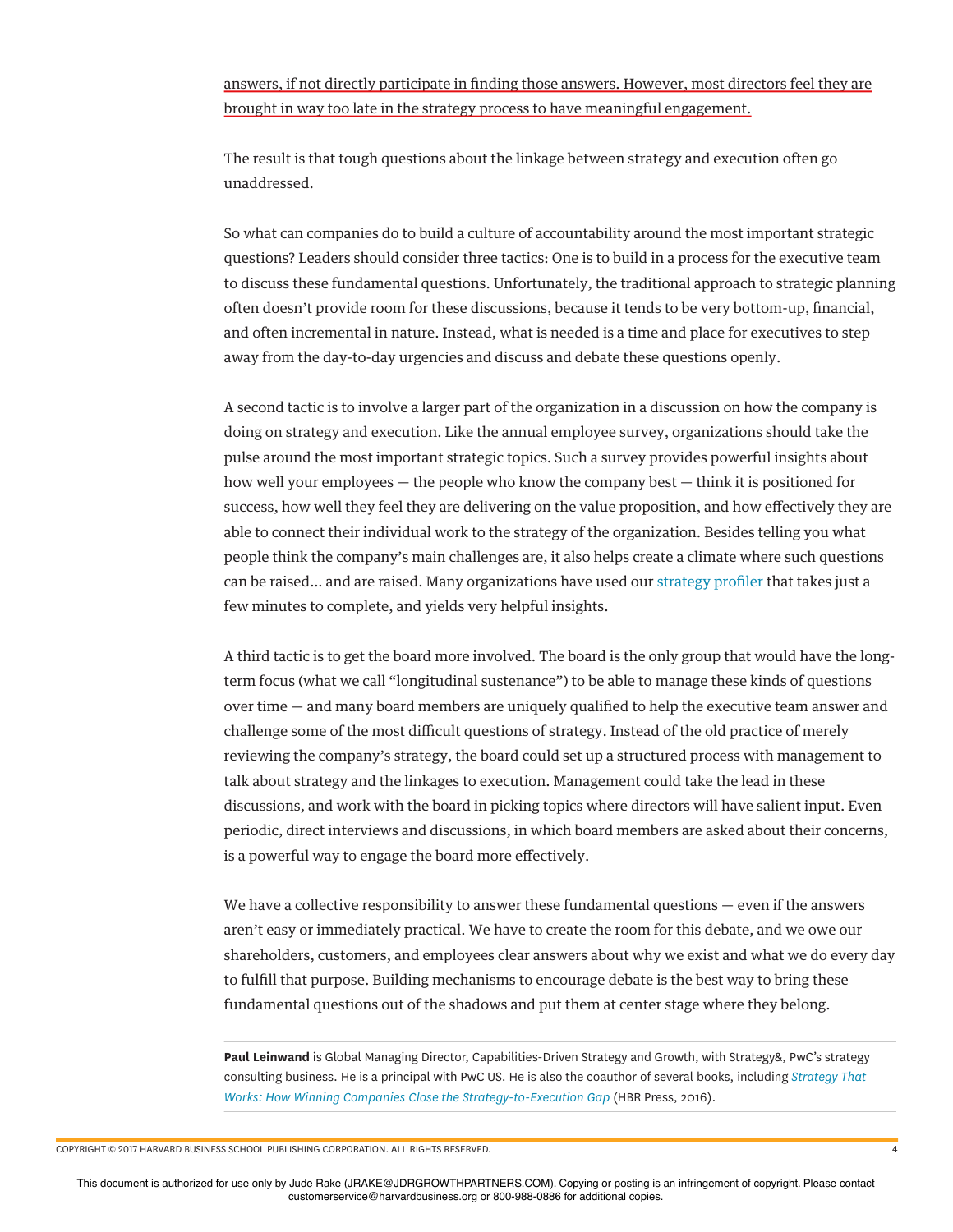answers, if not directly participate in finding those answers. However, most directors feel they are brought in way too late in the strategy process to have meaningful engagement.

The result is that tough questions about the linkage between strategy and execution often go unaddressed.

So what can companies do to build a culture of accountability around the most important strategic questions? Leaders should consider three tactics: One is to build in a process for the executive team to discuss these fundamental questions. Unfortunately, the traditional approach to strategic planning often doesn't provide room for these discussions, because it tends to be very bottom-up, financial, and often incremental in nature. Instead, what is needed is a time and place for executives to step away from the day-to-day urgencies and discuss and debate these questions openly.

A second tactic is to involve a larger part of the organization in a discussion on how the company is doing on strategy and execution. Like the annual employee survey, organizations should take the pulse around the most important strategic topics. Such a survey provides powerful insights about how well your employees — the people who know the company best — think it is positioned for success, how well they feel they are delivering on the value proposition, and how effectively they are able to connect their individual work to the strategy of the organization. Besides telling you what people think the company's main challenges are, it also helps create a climate where such questions can be raised... and are raised. Many organizations have used our strategy profiler that takes just a few minutes to complete, and yields very helpful insights.

A third tactic is to get the board more involved. The board is the only group that would have the long-term focus (what we call "longitudinal sustenance") to be able to manage these kinds of questions over time — and many board members are uniquely qualified to help the executive team answer and challenge some of the most difficult questions of strategy. Instead of the old practice of merely reviewing the company's strategy, the board could set up a structured process with management to talk about strategy and the linkages to execution. Management could take the lead in these discussions, and work with the board in picking topics where directors will have salient input. Even periodic, direct interviews and discussions, in which board members are asked about their concerns, is a powerful way to engage the board more effectively.

We have a collective responsibility to answer these fundamental questions — even if the answers aren't easy or immediately practical. We have to create the room for this debate, and we owe our shareholders, customers, and employees clear answers about why we exist and what we do every day to fulfill that purpose. Building mechanisms to encourage debate is the best way to bring these fundamental questions out of the shadows and put them at center stage where they belong.

---

**Paul Leinwand** is Global Managing Director, Capabilities-Driven Strategy and Growth, with Strategy&, PwC's strategy consulting business. He is a principal with PwC US. He is also the coauthor of several books, including *Strategy That Works: How Winning Companies Close the Strategy-to-Execution Gap* (HBR Press, 2016).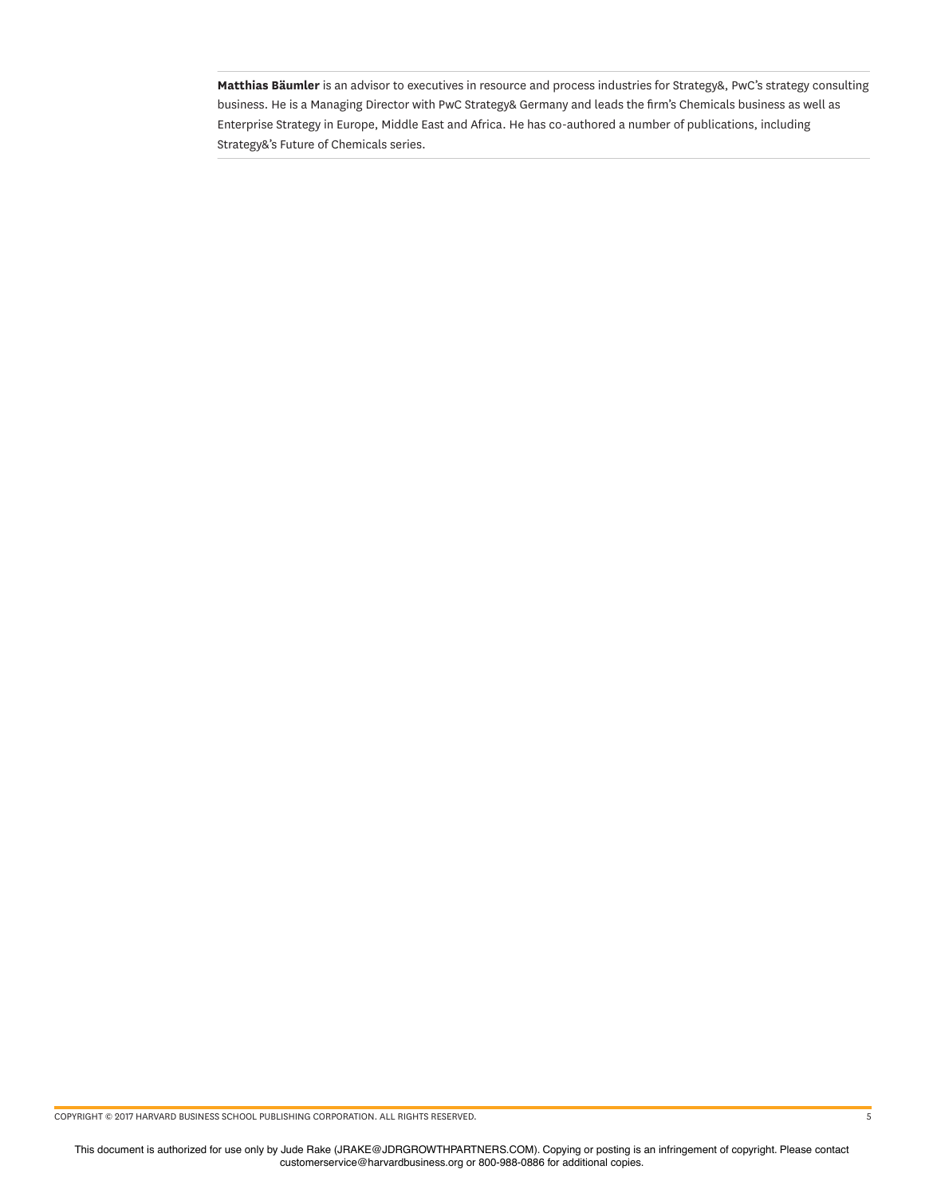**Matthias Bäumler** is an advisor to executives in resource and process industries for Strategy&, PwC's strategy consulting business. He is a Managing Director with PwC Strategy& Germany and leads the firm's Chemicals business as well as Enterprise Strategy in Europe, Middle East and Africa. He has co-authored a number of publications, including Strategy&'s Future of Chemicals series.